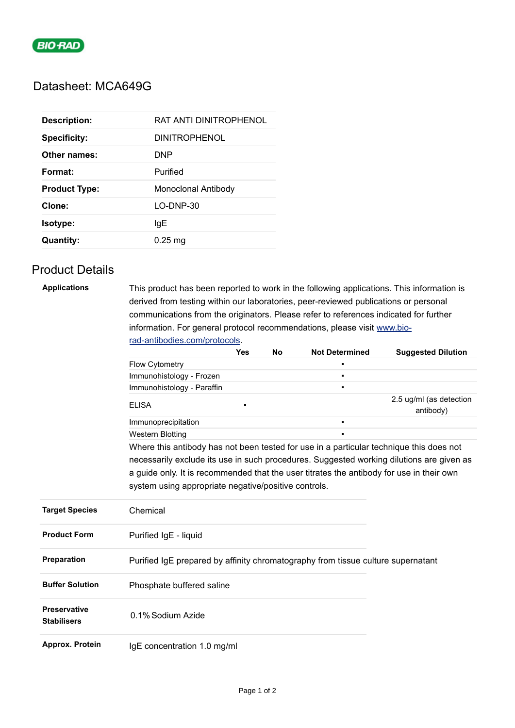BIO-RAD

# Datasheet: MCA649G

| | |
|---|---|
| **Description:** | RAT ANTI DINITROPHENOL |
| **Specificity:** | DINITROPHENOL |
| **Other names:** | DNP |
| **Format:** | Purified |
| **Product Type:** | Monoclonal Antibody |
| **Clone:** | LO-DNP-30 |
| **Isotype:** | IgE |
| **Quantity:** | 0.25 mg |

## Product Details

**Applications**

This product has been reported to work in the following applications. This information is derived from testing within our laboratories, peer-reviewed publications or personal communications from the originators. Please refer to references indicated for further information. For general protocol recommendations, please visit [www.bio-rad-antibodies.com/protocols](www.bio-rad-antibodies.com/protocols).

| | Yes | No | Not Determined | Suggested Dilution |
|---|---|---|---|---|
| Flow Cytometry | | | ▪ | |
| Immunohistology - Frozen | | | ▪ | |
| Immunohistology - Paraffin | | | ▪ | |
| ELISA | ▪ | | | 2.5 ug/ml (as detection antibody) |
| Immunoprecipitation | | | ▪ | |
| Western Blotting | | | ▪ | |

Where this antibody has not been tested for use in a particular technique this does not necessarily exclude its use in such procedures. Suggested working dilutions are given as a guide only. It is recommended that the user titrates the antibody for use in their own system using appropriate negative/positive controls.

| | |
|---|---|
| **Target Species** | Chemical |
| **Product Form** | Purified IgE - liquid |
| **Preparation** | Purified IgE prepared by affinity chromatography from tissue culture supernatant |
| **Buffer Solution** | Phosphate buffered saline |
| **Preservative Stabilisers** | 0.1% Sodium Azide |
| **Approx. Protein** | IgE concentration 1.0 mg/ml |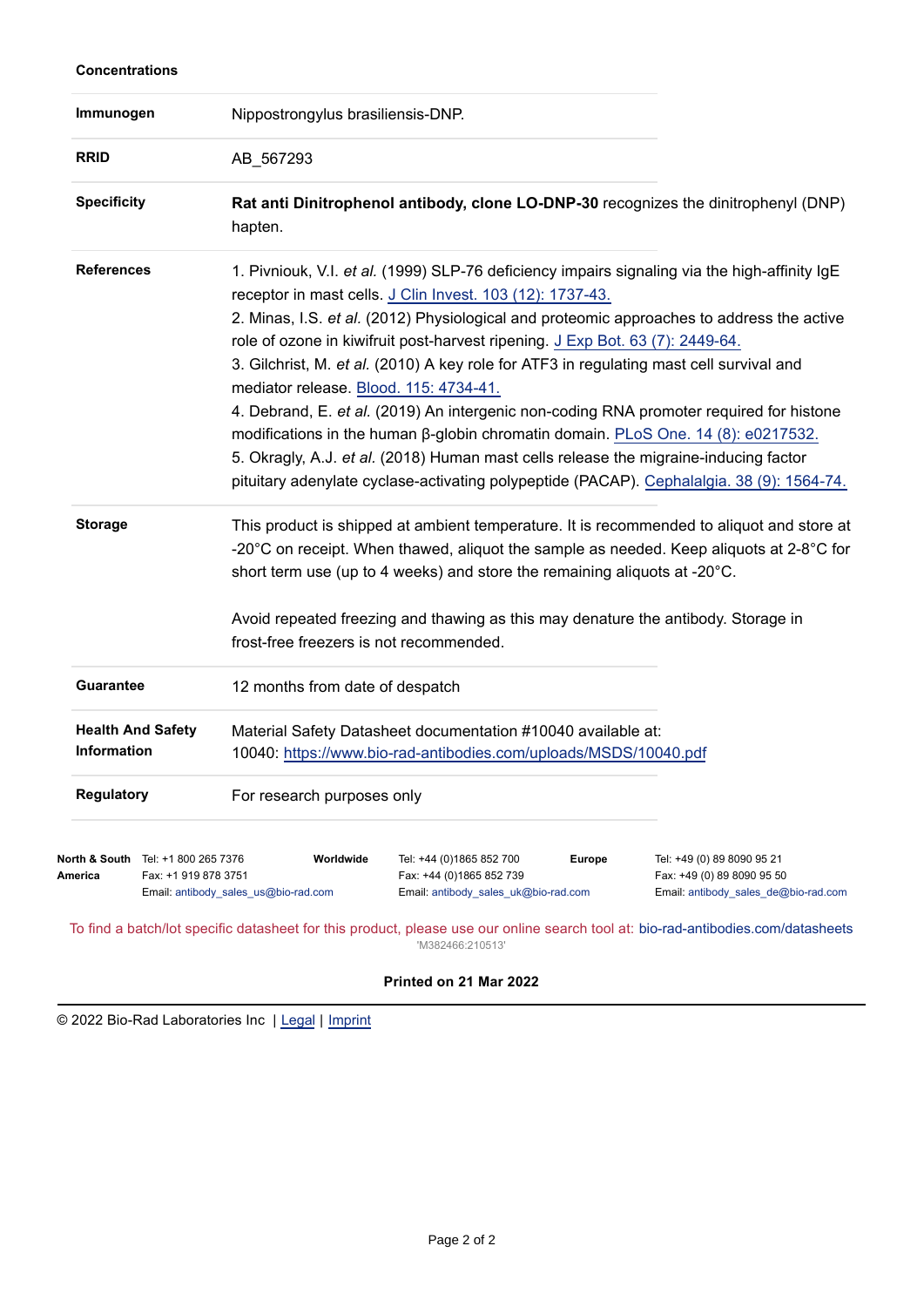**Concentrations**

| | |
|---|---|
| **Immunogen** | Nippostrongylus brasiliensis-DNP. |
| **RRID** | AB_567293 |
| **Specificity** | **Rat anti Dinitrophenol antibody, clone LO-DNP-30** recognizes the dinitrophenyl (DNP) hapten. |
| **References** | 1. Pivniouk, V.I. *et al.* (1999) SLP-76 deficiency impairs signaling via the high-affinity IgE receptor in mast cells. J Clin Invest. 103 (12): 1737-43.<br>2. Minas, I.S. *et al.* (2012) Physiological and proteomic approaches to address the active role of ozone in kiwifruit post-harvest ripening. J Exp Bot. 63 (7): 2449-64.<br>3. Gilchrist, M. *et al.* (2010) A key role for ATF3 in regulating mast cell survival and mediator release. Blood. 115: 4734-41.<br>4. Debrand, E. *et al.* (2019) An intergenic non-coding RNA promoter required for histone modifications in the human β-globin chromatin domain. PLoS One. 14 (8): e0217532.<br>5. Okragly, A.J. *et al.* (2018) Human mast cells release the migraine-inducing factor pituitary adenylate cyclase-activating polypeptide (PACAP). Cephalalgia. 38 (9): 1564-74. |
| **Storage** | This product is shipped at ambient temperature. It is recommended to aliquot and store at -20°C on receipt. When thawed, aliquot the sample as needed. Keep aliquots at 2-8°C for short term use (up to 4 weeks) and store the remaining aliquots at -20°C.<br><br>Avoid repeated freezing and thawing as this may denature the antibody. Storage in frost-free freezers is not recommended. |
| **Guarantee** | 12 months from date of despatch |
| **Health And Safety Information** | Material Safety Datasheet documentation #10040 available at:<br>10040: https://www.bio-rad-antibodies.com/uploads/MSDS/10040.pdf |
| **Regulatory** | For research purposes only |

**North & South America**
Tel: +1 800 265 7376
Fax: +1 919 878 3751
Email: antibody_sales_us@bio-rad.com

**Worldwide**
Tel: +44 (0)1865 852 700
Fax: +44 (0)1865 852 739
Email: antibody_sales_uk@bio-rad.com

**Europe**
Tel: +49 (0) 89 8090 95 21
Fax: +49 (0) 89 8090 95 50
Email: antibody_sales_de@bio-rad.com

To find a batch/lot specific datasheet for this product, please use our online search tool at: bio-rad-antibodies.com/datasheets

'M382466:210513'

**Printed on 21 Mar 2022**

© 2022 Bio-Rad Laboratories Inc | Legal | Imprint